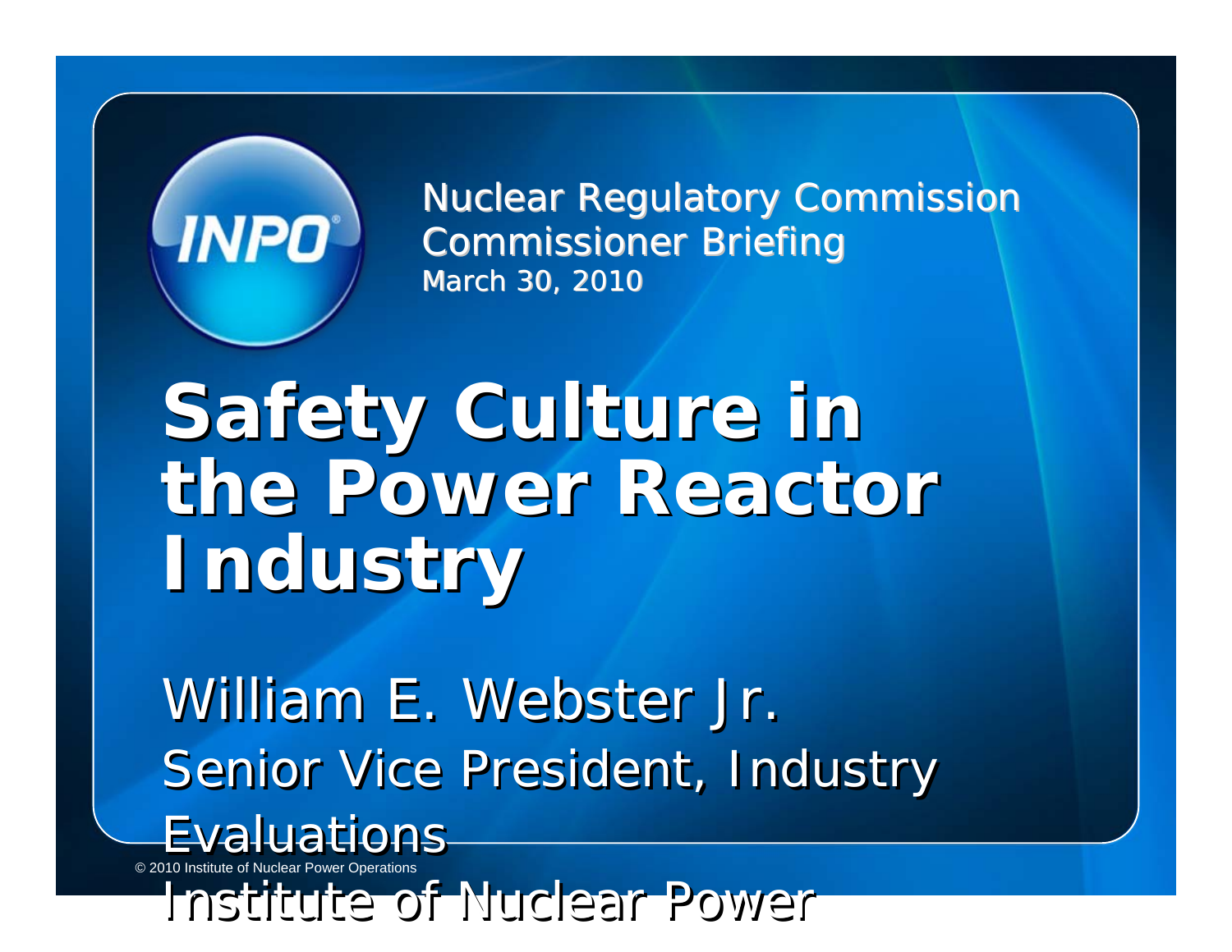INPO

Nuclear Regulatory Commission
Commissioner Briefing
March 30, 2010

# Safety Culture in the Power Reactor Industry

William E. Webster Jr.

Senior Vice President, Industry Evaluations

Institute of Nuclear Power

© 2010 Institute of Nuclear Power Operations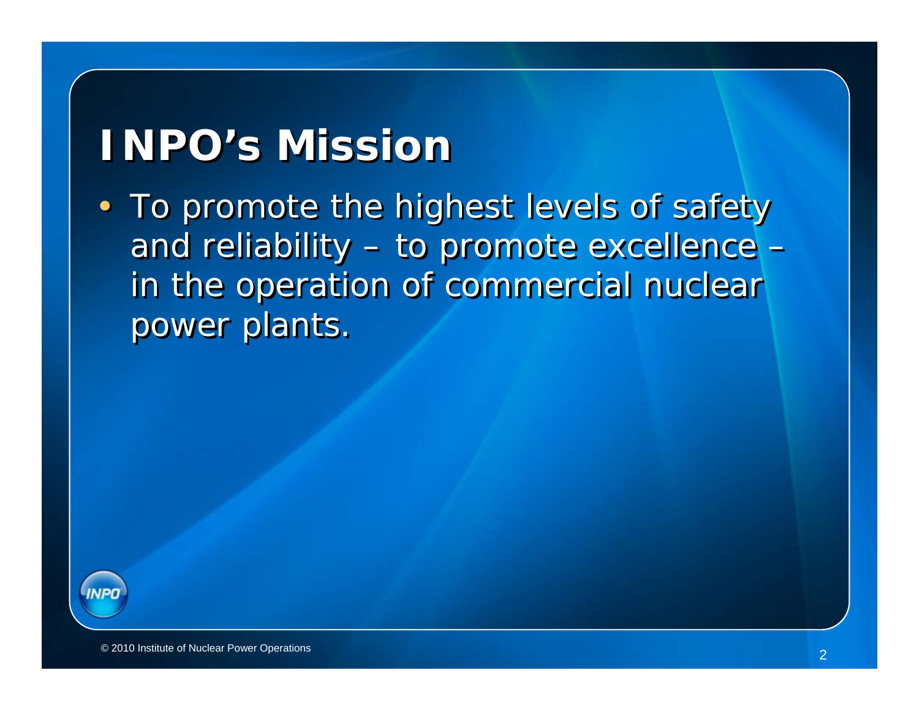# INPO's Mission

- To promote the highest levels of safety and reliability – to promote excellence – in the operation of commercial nuclear power plants.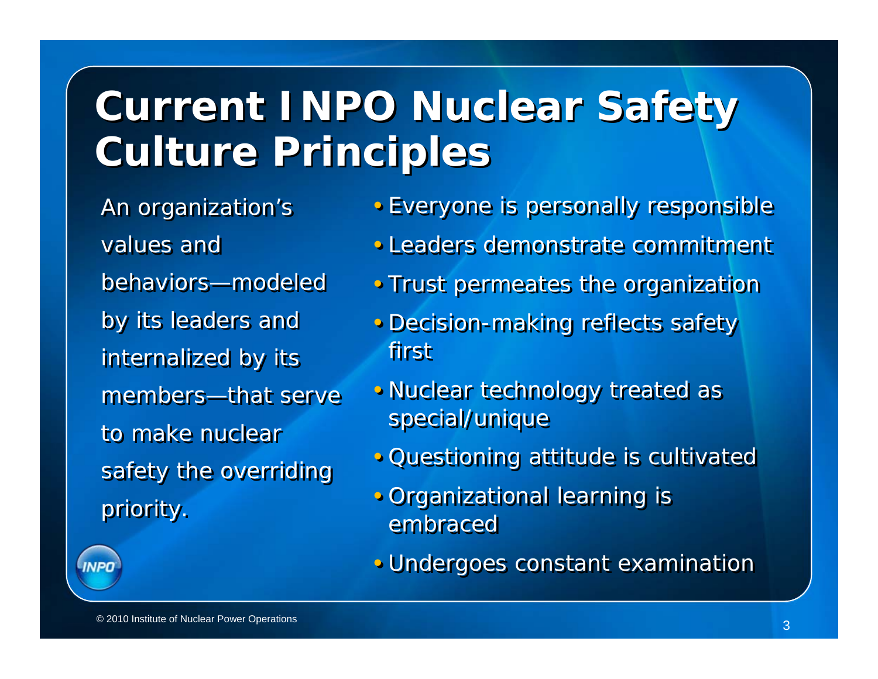# Current INPO Nuclear Safety Culture Principles

An organization's values and behaviors—modeled by its leaders and internalized by its members—that serve to make nuclear safety the overriding priority.

- Everyone is personally responsible
- Leaders demonstrate commitment
- Trust permeates the organization
- Decision-making reflects safety first
- Nuclear technology treated as special/unique
- Questioning attitude is cultivated
- Organizational learning is embraced
- Undergoes constant examination

© 2010 Institute of Nuclear Power Operations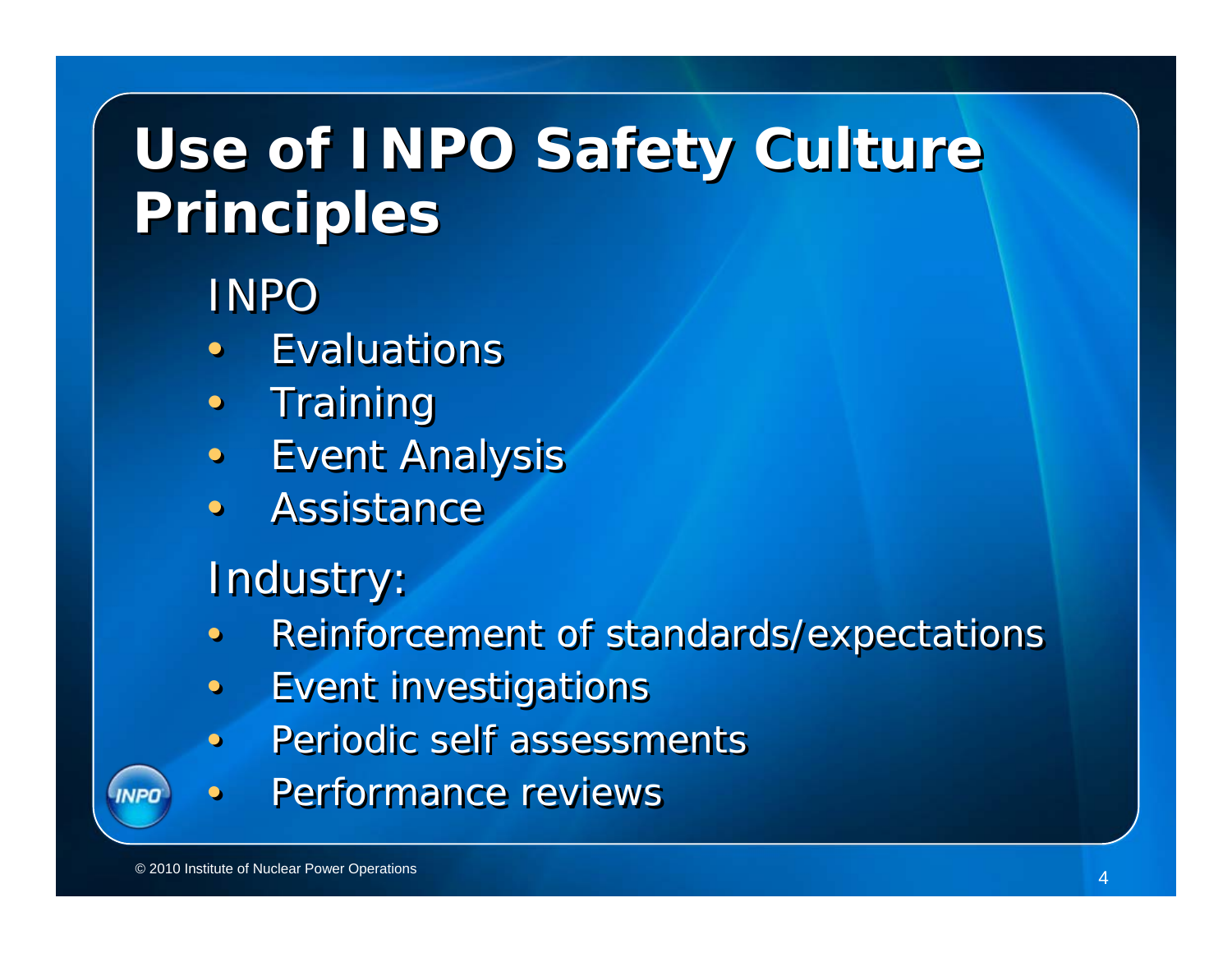# Use of INPO Safety Culture Principles

INPO

- Evaluations
- Training
- Event Analysis
- Assistance

Industry:

- Reinforcement of standards/expectations
- Event investigations
- Periodic self assessments
- Performance reviews

© 2010 Institute of Nuclear Power Operations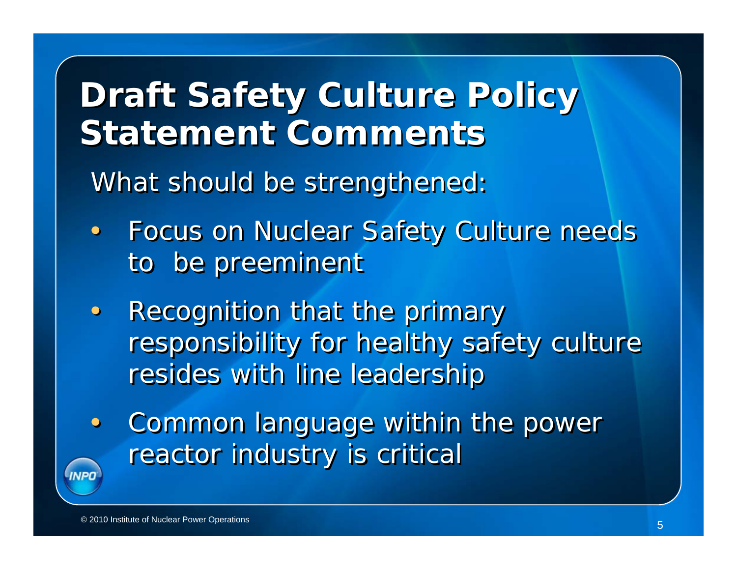# Draft Safety Culture Policy Statement Comments

What should be strengthened:

- Focus on Nuclear Safety Culture needs to be preeminent
- Recognition that the primary responsibility for healthy safety culture resides with line leadership
- Common language within the power reactor industry is critical

© 2010 Institute of Nuclear Power Operations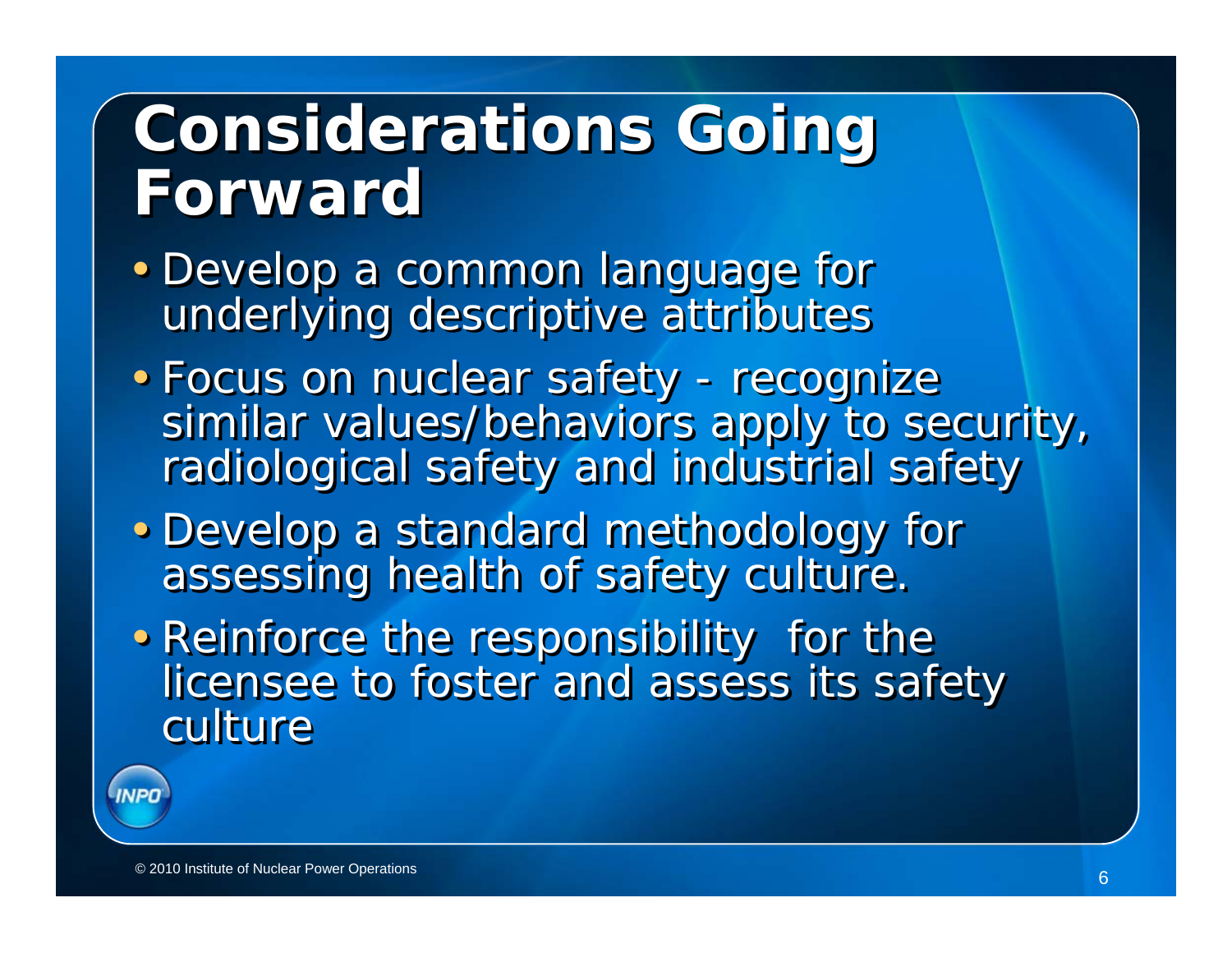# Considerations Going Forward

- Develop a common language for underlying descriptive attributes
- Focus on nuclear safety - recognize similar values/behaviors apply to security, radiological safety and industrial safety
- Develop a standard methodology for assessing health of safety culture.
- Reinforce the responsibility  for the licensee to foster and assess its safety culture

© 2010 Institute of Nuclear Power Operations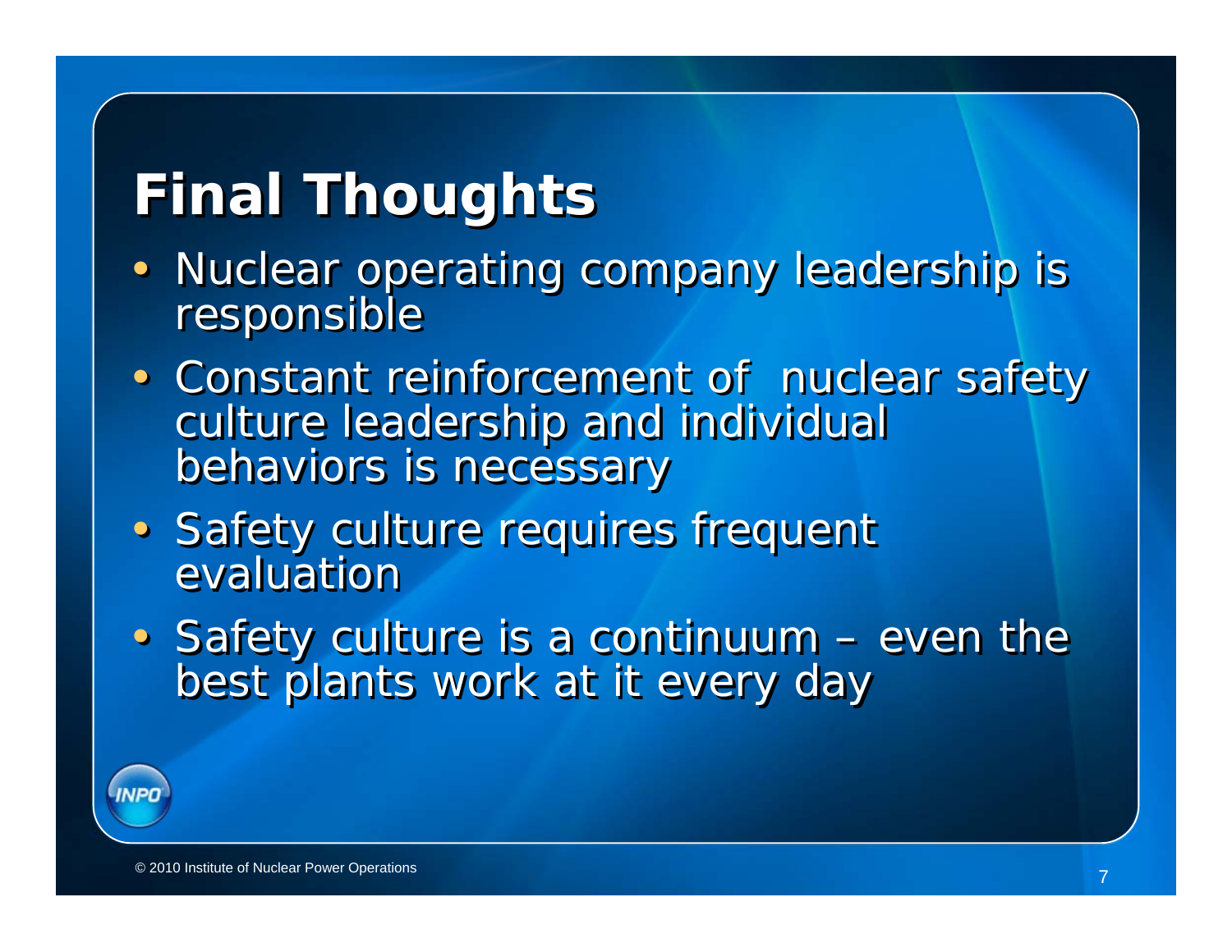# Final Thoughts

- Nuclear operating company leadership is responsible
- Constant reinforcement of nuclear safety culture leadership and individual behaviors is necessary
- Safety culture requires frequent evaluation
- Safety culture is a continuum – even the best plants work at it every day

© 2010 Institute of Nuclear Power Operations